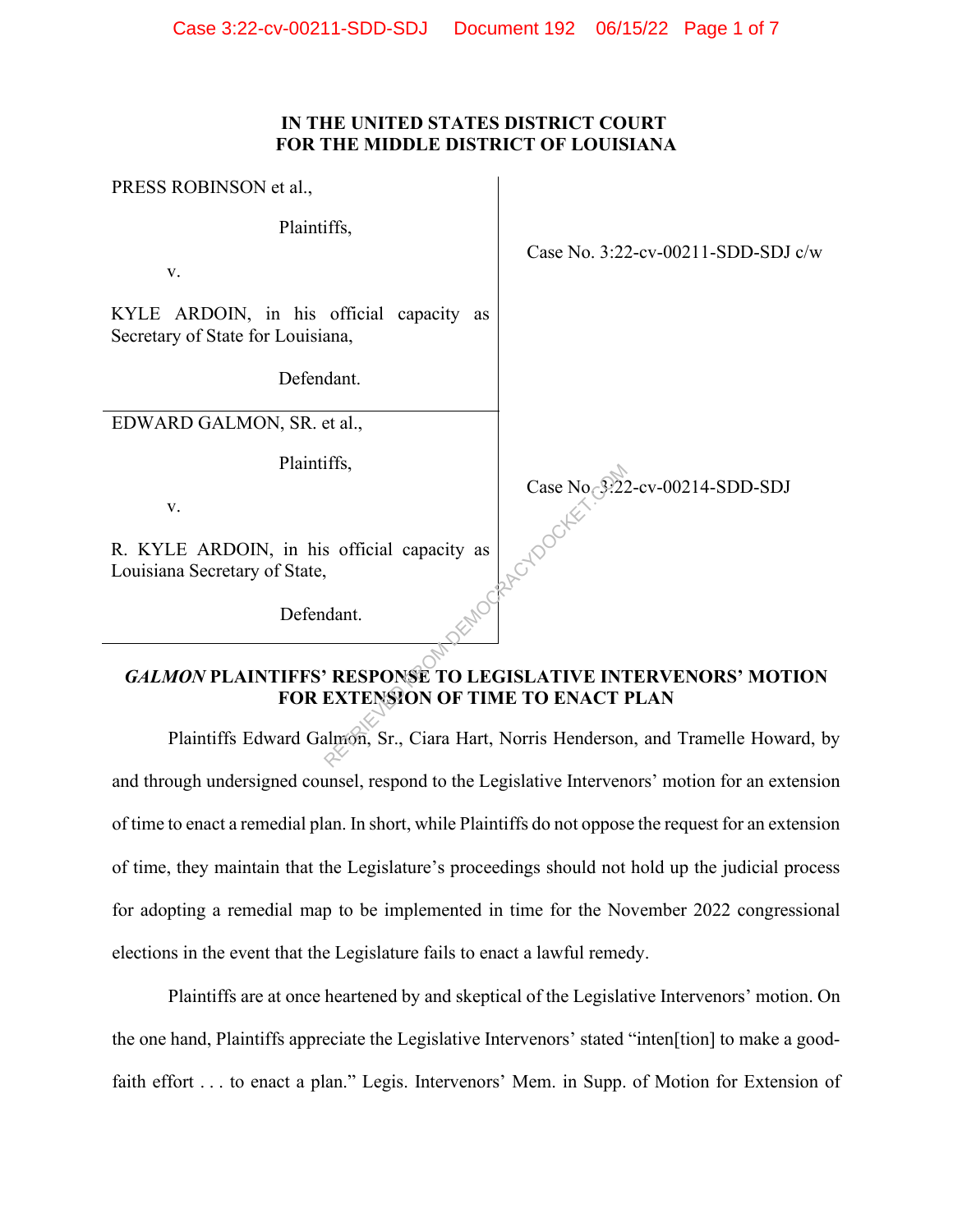**IN THE UNITED STATES DISTRICT COURT**
**FOR THE MIDDLE DISTRICT OF LOUISIANA**

| | |
|---|---|
| PRESS ROBINSON et al.,<br><br>Plaintiffs,<br><br>v.<br><br>KYLE ARDOIN, in his official capacity as Secretary of State for Louisiana,<br><br>Defendant. | Case No. 3:22-cv-00211-SDD-SDJ c/w |
| EDWARD GALMON, SR. et al.,<br><br>Plaintiffs,<br><br>v.<br><br>R. KYLE ARDOIN, in his official capacity as Louisiana Secretary of State,<br><br>Defendant. | Case No. 3:22-cv-00214-SDD-SDJ |

## *GALMON* PLAINTIFFS' RESPONSE TO LEGISLATIVE INTERVENORS' MOTION FOR EXTENSION OF TIME TO ENACT PLAN

Plaintiffs Edward Galmon, Sr., Ciara Hart, Norris Henderson, and Tramelle Howard, by and through undersigned counsel, respond to the Legislative Intervenors' motion for an extension of time to enact a remedial plan. In short, while Plaintiffs do not oppose the request for an extension of time, they maintain that the Legislature's proceedings should not hold up the judicial process for adopting a remedial map to be implemented in time for the November 2022 congressional elections in the event that the Legislature fails to enact a lawful remedy.

Plaintiffs are at once heartened by and skeptical of the Legislative Intervenors' motion. On the one hand, Plaintiffs appreciate the Legislative Intervenors' stated "inten[tion] to make a good-faith effort . . . to enact a plan." Legis. Intervenors' Mem. in Supp. of Motion for Extension of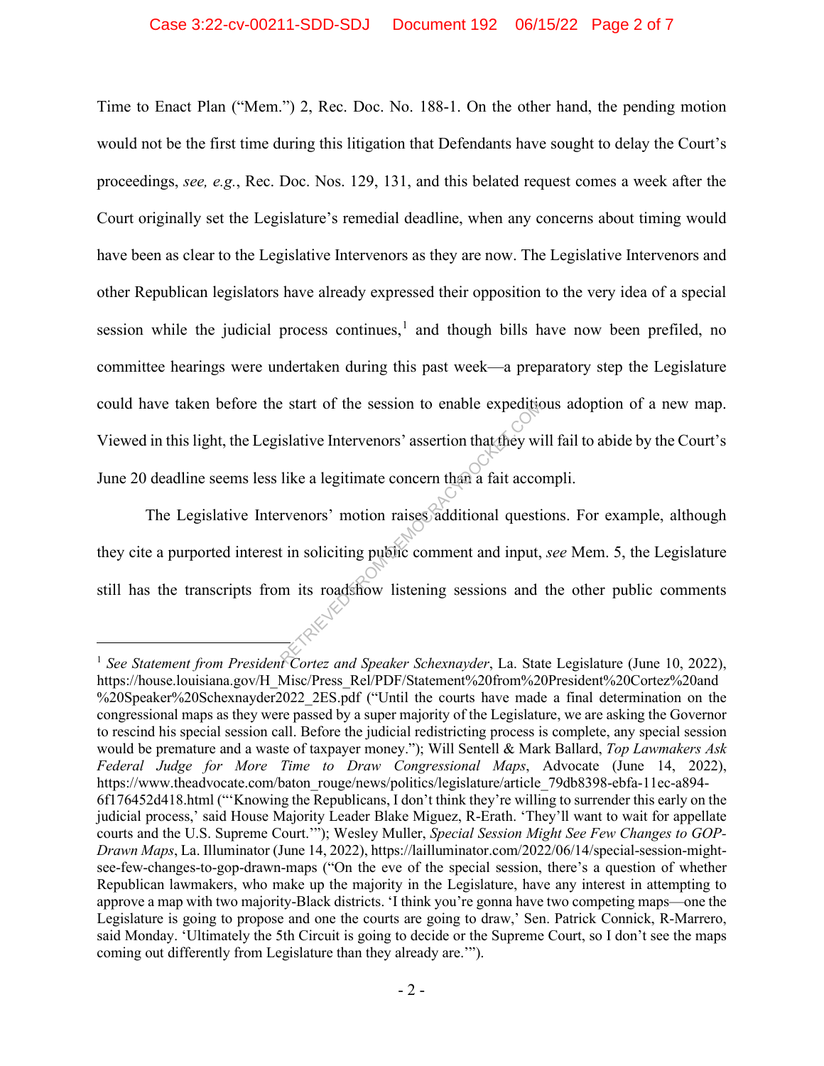Time to Enact Plan ("Mem.") 2, Rec. Doc. No. 188-1. On the other hand, the pending motion would not be the first time during this litigation that Defendants have sought to delay the Court's proceedings, *see, e.g.*, Rec. Doc. Nos. 129, 131, and this belated request comes a week after the Court originally set the Legislature's remedial deadline, when any concerns about timing would have been as clear to the Legislative Intervenors as they are now. The Legislative Intervenors and other Republican legislators have already expressed their opposition to the very idea of a special session while the judicial process continues,[1] and though bills have now been prefiled, no committee hearings were undertaken during this past week—a preparatory step the Legislature could have taken before the start of the session to enable expeditious adoption of a new map. Viewed in this light, the Legislative Intervenors' assertion that they will fail to abide by the Court's June 20 deadline seems less like a legitimate concern than a fait accompli.

The Legislative Intervenors' motion raises additional questions. For example, although they cite a purported interest in soliciting public comment and input, *see* Mem. 5, the Legislature still has the transcripts from its roadshow listening sessions and the other public comments

---

[1] *See Statement from President Cortez and Speaker Schexnayder*, La. State Legislature (June 10, 2022), https://house.louisiana.gov/H_Misc/Press_Rel/PDF/Statement%20from%20President%20Cortez%20and%20Speaker%20Schexnayder2022_2ES.pdf ("Until the courts have made a final determination on the congressional maps as they were passed by a super majority of the Legislature, we are asking the Governor to rescind his special session call. Before the judicial redistricting process is complete, any special session would be premature and a waste of taxpayer money."); Will Sentell & Mark Ballard, *Top Lawmakers Ask Federal Judge for More Time to Draw Congressional Maps*, Advocate (June 14, 2022), https://www.theadvocate.com/baton_rouge/news/politics/legislature/article_79db8398-ebfa-11ec-a894-6f176452d418.html ("'Knowing the Republicans, I don't think they're willing to surrender this early on the judicial process,' said House Majority Leader Blake Miguez, R-Erath. 'They'll want to wait for appellate courts and the U.S. Supreme Court.'"); Wesley Muller, *Special Session Might See Few Changes to GOP-Drawn Maps*, La. Illuminator (June 14, 2022), https://lailluminator.com/2022/06/14/special-session-might-see-few-changes-to-gop-drawn-maps ("On the eve of the special session, there's a question of whether Republican lawmakers, who make up the majority in the Legislature, have any interest in attempting to approve a map with two majority-Black districts. 'I think you're gonna have two competing maps—one the Legislature is going to propose and one the courts are going to draw,' Sen. Patrick Connick, R-Marrero, said Monday. 'Ultimately the 5th Circuit is going to decide or the Supreme Court, so I don't see the maps coming out differently from Legislature than they already are.'").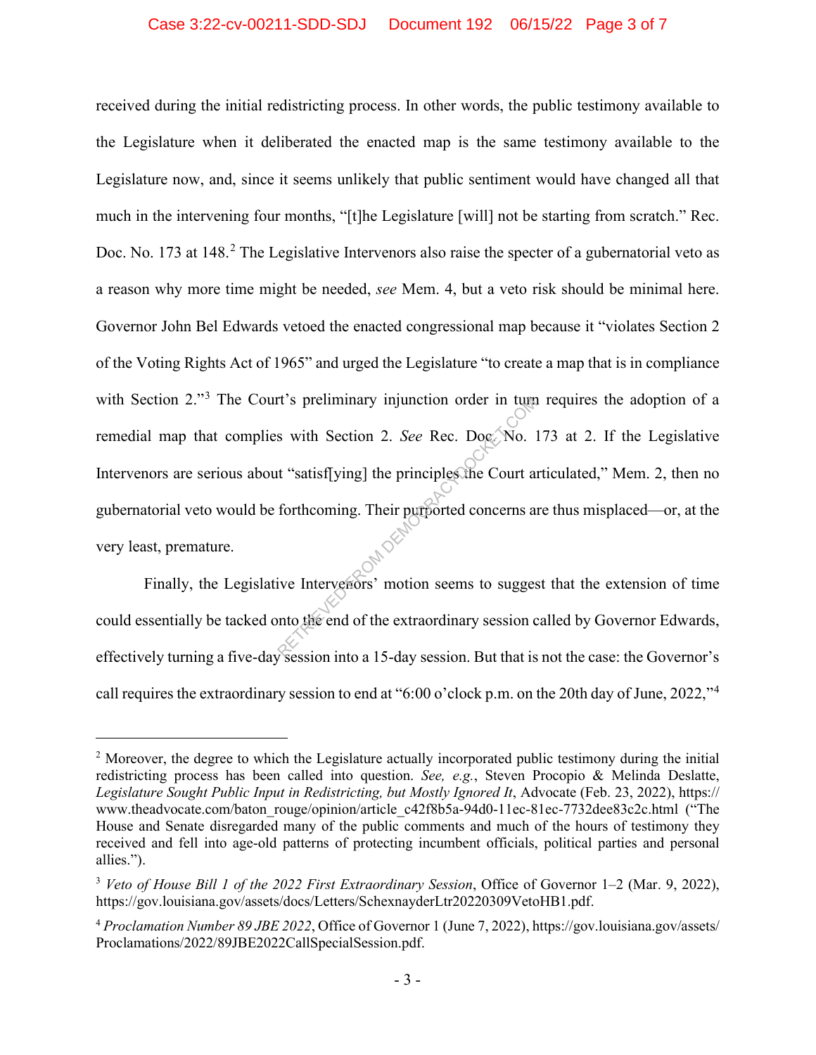received during the initial redistricting process. In other words, the public testimony available to the Legislature when it deliberated the enacted map is the same testimony available to the Legislature now, and, since it seems unlikely that public sentiment would have changed all that much in the intervening four months, "[t]he Legislature [will] not be starting from scratch." Rec. Doc. No. 173 at 148.[2] The Legislative Intervenors also raise the specter of a gubernatorial veto as a reason why more time might be needed, *see* Mem. 4, but a veto risk should be minimal here. Governor John Bel Edwards vetoed the enacted congressional map because it "violates Section 2 of the Voting Rights Act of 1965" and urged the Legislature "to create a map that is in compliance with Section 2."[3] The Court's preliminary injunction order in turn requires the adoption of a remedial map that complies with Section 2. *See* Rec. Doc. No. 173 at 2. If the Legislative Intervenors are serious about "satisf[ying] the principles the Court articulated," Mem. 2, then no gubernatorial veto would be forthcoming. Their purported concerns are thus misplaced—or, at the very least, premature.

Finally, the Legislative Intervenors' motion seems to suggest that the extension of time could essentially be tacked onto the end of the extraordinary session called by Governor Edwards, effectively turning a five-day session into a 15-day session. But that is not the case: the Governor's call requires the extraordinary session to end at "6:00 o'clock p.m. on the 20th day of June, 2022,"[4]

---

[2] Moreover, the degree to which the Legislature actually incorporated public testimony during the initial redistricting process has been called into question. *See, e.g.*, Steven Procopio & Melinda Deslatte, *Legislature Sought Public Input in Redistricting, but Mostly Ignored It*, Advocate (Feb. 23, 2022), https://www.theadvocate.com/baton_rouge/opinion/article_c42f8b5a-94d0-11ec-81ec-7732dee83c2c.html ("The House and Senate disregarded many of the public comments and much of the hours of testimony they received and fell into age-old patterns of protecting incumbent officials, political parties and personal allies.").

[3] *Veto of House Bill 1 of the 2022 First Extraordinary Session*, Office of Governor 1–2 (Mar. 9, 2022), https://gov.louisiana.gov/assets/docs/Letters/SchexnayderLtr20220309VetoHB1.pdf.

[4] *Proclamation Number 89 JBE 2022*, Office of Governor 1 (June 7, 2022), https://gov.louisiana.gov/assets/Proclamations/2022/89JBE2022CallSpecialSession.pdf.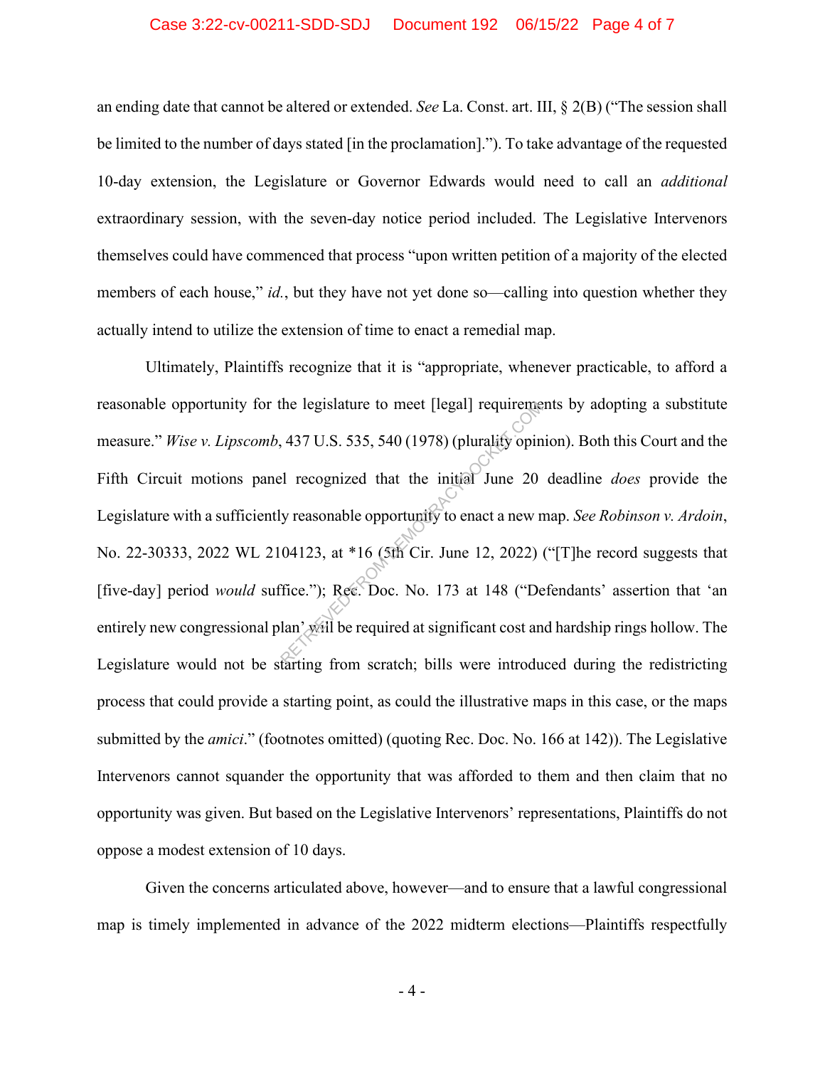an ending date that cannot be altered or extended. *See* La. Const. art. III, § 2(B) ("The session shall be limited to the number of days stated [in the proclamation]."). To take advantage of the requested 10-day extension, the Legislature or Governor Edwards would need to call an *additional* extraordinary session, with the seven-day notice period included. The Legislative Intervenors themselves could have commenced that process "upon written petition of a majority of the elected members of each house," *id.*, but they have not yet done so—calling into question whether they actually intend to utilize the extension of time to enact a remedial map.

Ultimately, Plaintiffs recognize that it is "appropriate, whenever practicable, to afford a reasonable opportunity for the legislature to meet [legal] requirements by adopting a substitute measure." *Wise v. Lipscomb*, 437 U.S. 535, 540 (1978) (plurality opinion). Both this Court and the Fifth Circuit motions panel recognized that the initial June 20 deadline *does* provide the Legislature with a sufficiently reasonable opportunity to enact a new map. *See Robinson v. Ardoin*, No. 22-30333, 2022 WL 2104123, at *16 (5th Cir. June 12, 2022) ("[T]he record suggests that [five-day] period *would* suffice."); Rec. Doc. No. 173 at 148 ("Defendants' assertion that 'an entirely new congressional plan' will be required at significant cost and hardship rings hollow. The Legislature would not be starting from scratch; bills were introduced during the redistricting process that could provide a starting point, as could the illustrative maps in this case, or the maps submitted by the *amici*." (footnotes omitted) (quoting Rec. Doc. No. 166 at 142)). The Legislative Intervenors cannot squander the opportunity that was afforded to them and then claim that no opportunity was given. But based on the Legislative Intervenors' representations, Plaintiffs do not oppose a modest extension of 10 days.

Given the concerns articulated above, however—and to ensure that a lawful congressional map is timely implemented in advance of the 2022 midterm elections—Plaintiffs respectfully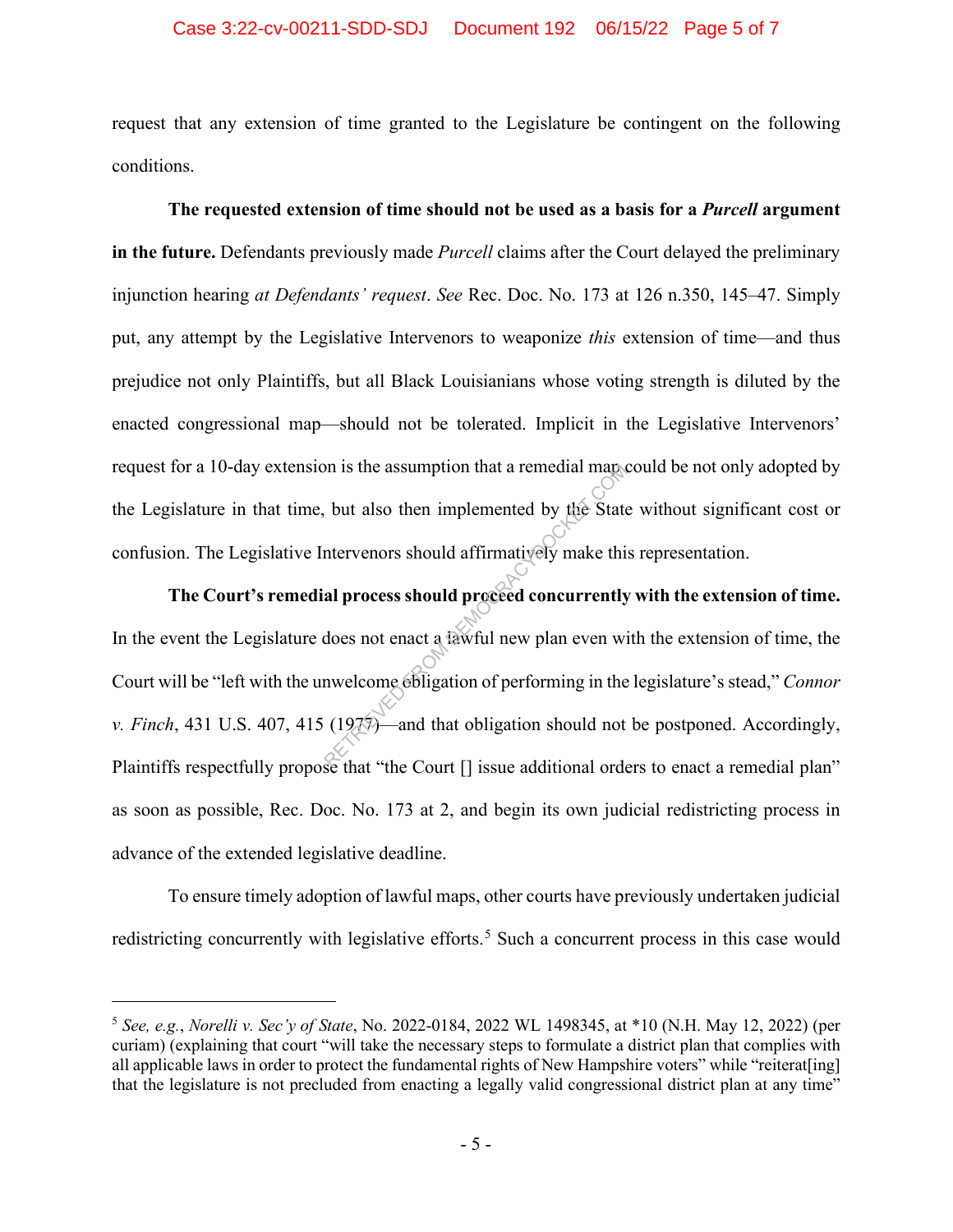request that any extension of time granted to the Legislature be contingent on the following conditions.

**The requested extension of time should not be used as a basis for a *Purcell* argument in the future.** Defendants previously made *Purcell* claims after the Court delayed the preliminary injunction hearing *at Defendants' request*. *See* Rec. Doc. No. 173 at 126 n.350, 145–47. Simply put, any attempt by the Legislative Intervenors to weaponize *this* extension of time—and thus prejudice not only Plaintiffs, but all Black Louisianians whose voting strength is diluted by the enacted congressional map—should not be tolerated. Implicit in the Legislative Intervenors' request for a 10-day extension is the assumption that a remedial map could be not only adopted by the Legislature in that time, but also then implemented by the State without significant cost or confusion. The Legislative Intervenors should affirmatively make this representation.

**The Court's remedial process should proceed concurrently with the extension of time.** In the event the Legislature does not enact a lawful new plan even with the extension of time, the Court will be "left with the unwelcome obligation of performing in the legislature's stead," *Connor v. Finch*, 431 U.S. 407, 415 (1977)—and that obligation should not be postponed. Accordingly, Plaintiffs respectfully propose that "the Court [] issue additional orders to enact a remedial plan" as soon as possible, Rec. Doc. No. 173 at 2, and begin its own judicial redistricting process in advance of the extended legislative deadline.

To ensure timely adoption of lawful maps, other courts have previously undertaken judicial redistricting concurrently with legislative efforts.[5] Such a concurrent process in this case would

---

[5] *See, e.g.*, *Norelli v. Sec'y of State*, No. 2022-0184, 2022 WL 1498345, at *10 (N.H. May 12, 2022) (per curiam) (explaining that court "will take the necessary steps to formulate a district plan that complies with all applicable laws in order to protect the fundamental rights of New Hampshire voters" while "reiterat[ing] that the legislature is not precluded from enacting a legally valid congressional district plan at any time"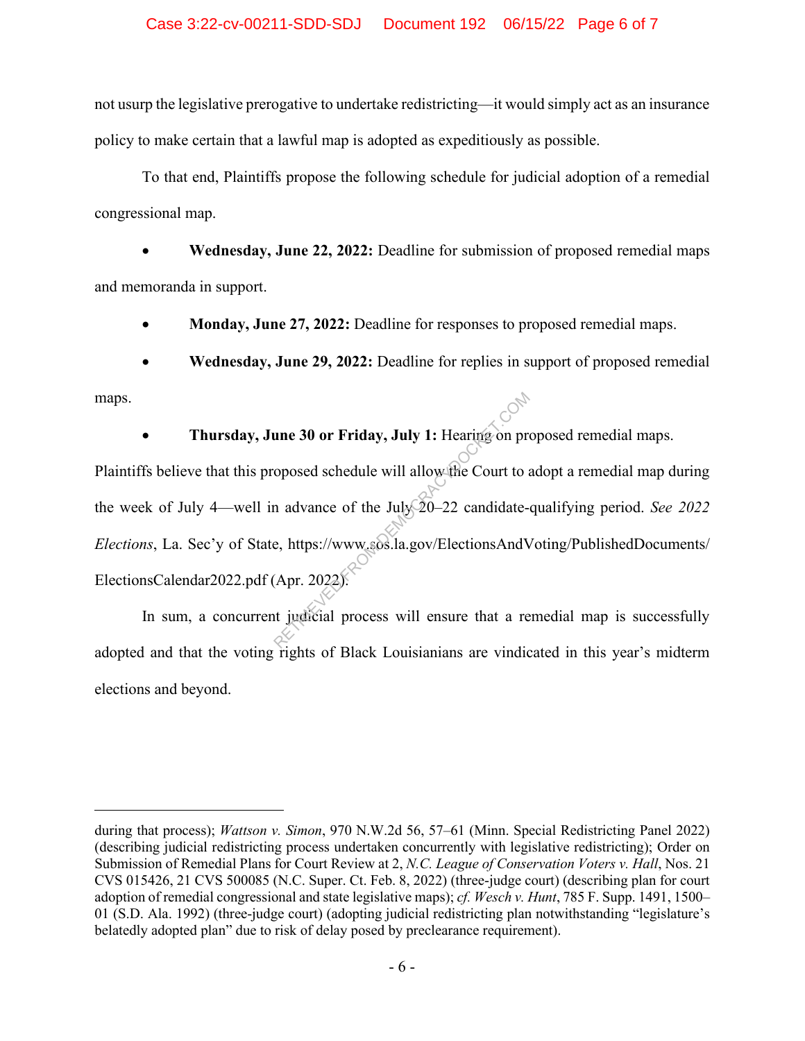not usurp the legislative prerogative to undertake redistricting—it would simply act as an insurance policy to make certain that a lawful map is adopted as expeditiously as possible.

To that end, Plaintiffs propose the following schedule for judicial adoption of a remedial congressional map.

- **Wednesday, June 22, 2022:** Deadline for submission of proposed remedial maps and memoranda in support.

- **Monday, June 27, 2022:** Deadline for responses to proposed remedial maps.

- **Wednesday, June 29, 2022:** Deadline for replies in support of proposed remedial maps.

- **Thursday, June 30 or Friday, July 1:** Hearing on proposed remedial maps.

Plaintiffs believe that this proposed schedule will allow the Court to adopt a remedial map during the week of July 4—well in advance of the July 20–22 candidate-qualifying period. *See 2022 Elections*, La. Sec'y of State, https://www.sos.la.gov/ElectionsAndVoting/PublishedDocuments/ElectionsCalendar2022.pdf (Apr. 2022).

In sum, a concurrent judicial process will ensure that a remedial map is successfully adopted and that the voting rights of Black Louisianians are vindicated in this year's midterm elections and beyond.

---

during that process); *Wattson v. Simon*, 970 N.W.2d 56, 57–61 (Minn. Special Redistricting Panel 2022) (describing judicial redistricting process undertaken concurrently with legislative redistricting); Order on Submission of Remedial Plans for Court Review at 2, *N.C. League of Conservation Voters v. Hall*, Nos. 21 CVS 015426, 21 CVS 500085 (N.C. Super. Ct. Feb. 8, 2022) (three-judge court) (describing plan for court adoption of remedial congressional and state legislative maps); *cf. Wesch v. Hunt*, 785 F. Supp. 1491, 1500–01 (S.D. Ala. 1992) (three-judge court) (adopting judicial redistricting plan notwithstanding "legislature's belatedly adopted plan" due to risk of delay posed by preclearance requirement).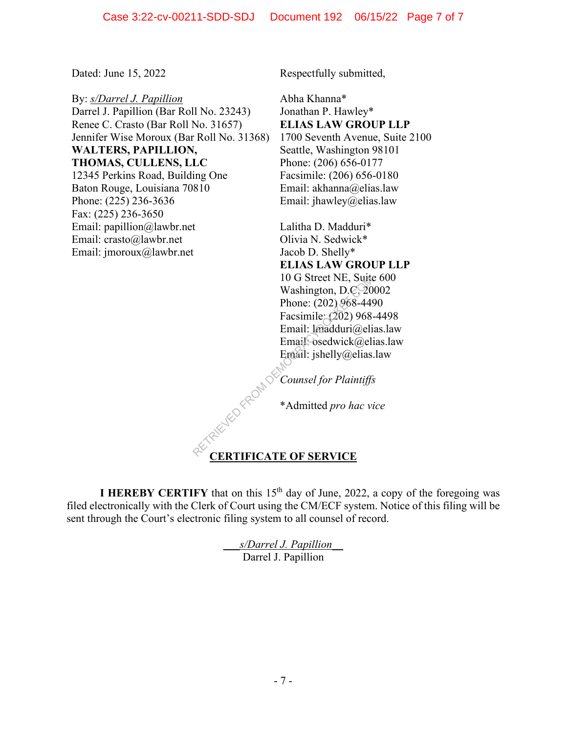Dated: June 15, 2022

By: *s/Darrel J. Papillion*
Darrel J. Papillion (Bar Roll No. 23243)
Renee C. Crasto (Bar Roll No. 31657)
Jennifer Wise Moroux (Bar Roll No. 31368)
**WALTERS, PAPILLION, THOMAS, CULLENS, LLC**
12345 Perkins Road, Building One
Baton Rouge, Louisiana 70810
Phone: (225) 236-3636
Fax: (225) 236-3650
Email: papillion@lawbr.net
Email: crasto@lawbr.net
Email: jmoroux@lawbr.net

Respectfully submitted,

Abha Khanna*
Jonathan P. Hawley*
**ELIAS LAW GROUP LLP**
1700 Seventh Avenue, Suite 2100
Seattle, Washington 98101
Phone: (206) 656-0177
Facsimile: (206) 656-0180
Email: akhanna@elias.law
Email: jhawley@elias.law

Lalitha D. Madduri*
Olivia N. Sedwick*
Jacob D. Shelly*
**ELIAS LAW GROUP LLP**
10 G Street NE, Suite 600
Washington, D.C. 20002
Phone: (202) 968-4490
Facsimile: (202) 968-4498
Email: lmadduri@elias.law
Email: osedwick@elias.law
Email: jshelly@elias.law

*Counsel for Plaintiffs*

*Admitted *pro hac vice*

## CERTIFICATE OF SERVICE

**I HEREBY CERTIFY** that on this 15th day of June, 2022, a copy of the foregoing was filed electronically with the Clerk of Court using the CM/ECF system. Notice of this filing will be sent through the Court's electronic filing system to all counsel of record.

*s/Darrel J. Papillion*
Darrel J. Papillion